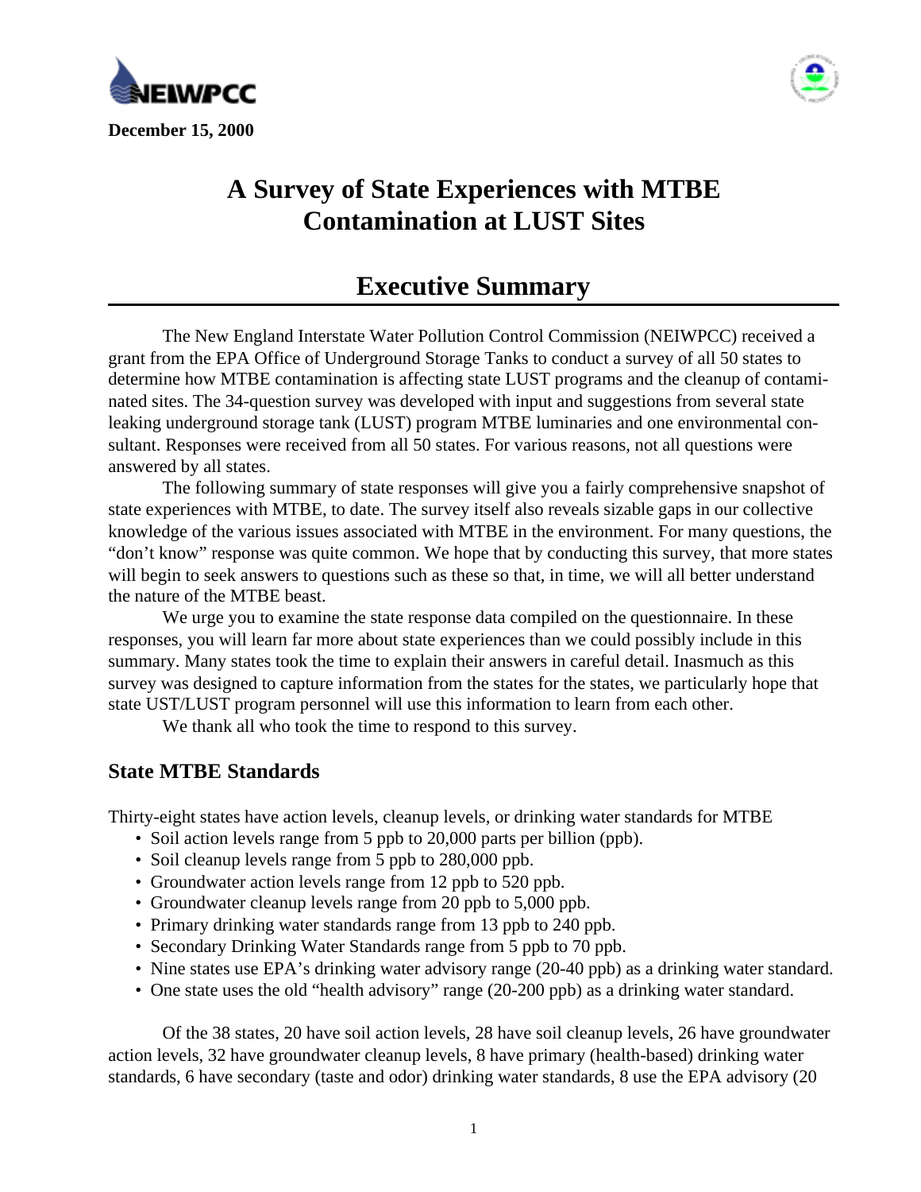December 15, 2000

# A Survey of State Experiences with MTBE Contamination at LUST Sites

## Executive Summary

The New England Interstate Water Pollution Control Commission (NEIWPCC) received a grant from the EPA Office of Underground Storage Tanks to conduct a survey of all 50 states to determine how MTBE contamination is affecting state LUST programs and the cleanup of contaminated sites. The 34-question survey was developed with input and suggestions from several state leaking underground storage tank (LUST) program MTBE luminaries and one environmental consultant. Responses were received from all 50 states. For various reasons, not all questions were answered by all states.

The following summary of state responses will give you a fairly comprehensive snapshot of state experiences with MTBE, to date. The survey itself also reveals sizable gaps in our collective knowledge of the various issues associated with MTBE in the environment. For many questions, the "don't know" response was quite common. We hope that by conducting this survey, that more states will begin to seek answers to questions such as these so that, in time, we will all better understand the nature of the MTBE beast.

We urge you to examine the state response data compiled on the questionnaire. In these responses, you will learn far more about state experiences than we could possibly include in this summary. Many states took the time to explain their answers in careful detail. Inasmuch as this survey was designed to capture information from the states for the states, we particularly hope that state UST/LUST program personnel will use this information to learn from each other.

We thank all who took the time to respond to this survey.

### State MTBE Standards

Thirty-eight states have action levels, cleanup levels, or drinking water standards for MTBE

- Soil action levels range from 5 ppb to 20,000 parts per billion (ppb).
- Soil cleanup levels range from 5 ppb to 280,000 ppb.
- Groundwater action levels range from 12 ppb to 520 ppb.
- Groundwater cleanup levels range from 20 ppb to 5,000 ppb.
- Primary drinking water standards range from 13 ppb to 240 ppb.
- Secondary Drinking Water Standards range from 5 ppb to 70 ppb.
- Nine states use EPA's drinking water advisory range (20-40 ppb) as a drinking water standard.
- One state uses the old "health advisory" range (20-200 ppb) as a drinking water standard.

Of the 38 states, 20 have soil action levels, 28 have soil cleanup levels, 26 have groundwater action levels, 32 have groundwater cleanup levels, 8 have primary (health-based) drinking water standards, 6 have secondary (taste and odor) drinking water standards, 8 use the EPA advisory (20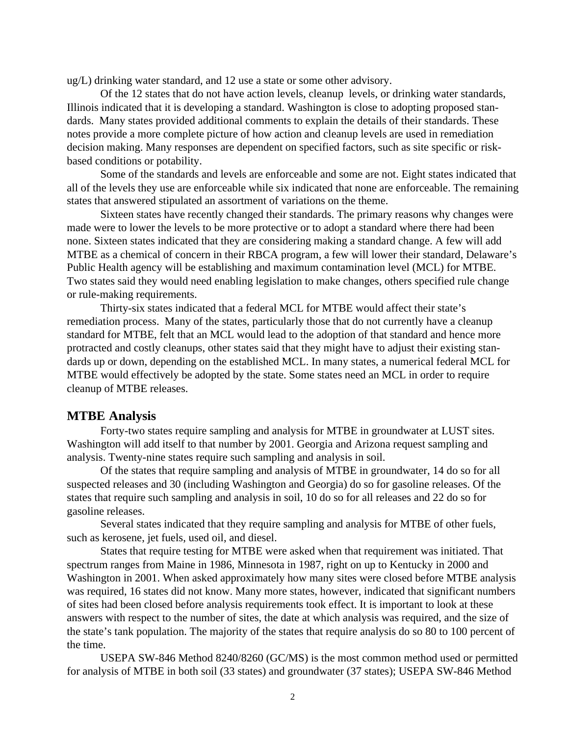ug/L) drinking water standard, and 12 use a state or some other advisory.

Of the 12 states that do not have action levels, cleanup levels, or drinking water standards, Illinois indicated that it is developing a standard. Washington is close to adopting proposed standards. Many states provided additional comments to explain the details of their standards. These notes provide a more complete picture of how action and cleanup levels are used in remediation decision making. Many responses are dependent on specified factors, such as site specific or risk-based conditions or potability.

Some of the standards and levels are enforceable and some are not. Eight states indicated that all of the levels they use are enforceable while six indicated that none are enforceable. The remaining states that answered stipulated an assortment of variations on the theme.

Sixteen states have recently changed their standards. The primary reasons why changes were made were to lower the levels to be more protective or to adopt a standard where there had been none. Sixteen states indicated that they are considering making a standard change. A few will add MTBE as a chemical of concern in their RBCA program, a few will lower their standard, Delaware's Public Health agency will be establishing and maximum contamination level (MCL) for MTBE. Two states said they would need enabling legislation to make changes, others specified rule change or rule-making requirements.

Thirty-six states indicated that a federal MCL for MTBE would affect their state's remediation process. Many of the states, particularly those that do not currently have a cleanup standard for MTBE, felt that an MCL would lead to the adoption of that standard and hence more protracted and costly cleanups, other states said that they might have to adjust their existing standards up or down, depending on the established MCL. In many states, a numerical federal MCL for MTBE would effectively be adopted by the state. Some states need an MCL in order to require cleanup of MTBE releases.

## MTBE Analysis

Forty-two states require sampling and analysis for MTBE in groundwater at LUST sites. Washington will add itself to that number by 2001. Georgia and Arizona request sampling and analysis. Twenty-nine states require such sampling and analysis in soil.

Of the states that require sampling and analysis of MTBE in groundwater, 14 do so for all suspected releases and 30 (including Washington and Georgia) do so for gasoline releases. Of the states that require such sampling and analysis in soil, 10 do so for all releases and 22 do so for gasoline releases.

Several states indicated that they require sampling and analysis for MTBE of other fuels, such as kerosene, jet fuels, used oil, and diesel.

States that require testing for MTBE were asked when that requirement was initiated. That spectrum ranges from Maine in 1986, Minnesota in 1987, right on up to Kentucky in 2000 and Washington in 2001. When asked approximately how many sites were closed before MTBE analysis was required, 16 states did not know. Many more states, however, indicated that significant numbers of sites had been closed before analysis requirements took effect. It is important to look at these answers with respect to the number of sites, the date at which analysis was required, and the size of the state's tank population. The majority of the states that require analysis do so 80 to 100 percent of the time.

USEPA SW-846 Method 8240/8260 (GC/MS) is the most common method used or permitted for analysis of MTBE in both soil (33 states) and groundwater (37 states); USEPA SW-846 Method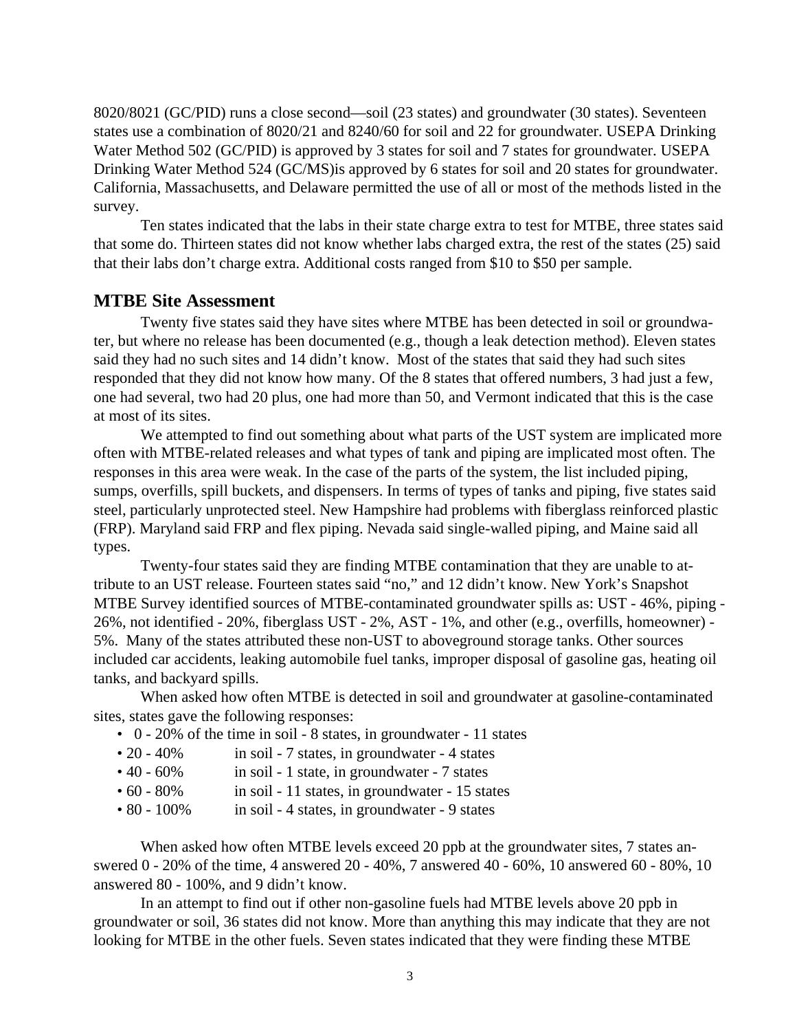8020/8021 (GC/PID) runs a close second—soil (23 states) and groundwater (30 states). Seventeen states use a combination of 8020/21 and 8240/60 for soil and 22 for groundwater. USEPA Drinking Water Method 502 (GC/PID) is approved by 3 states for soil and 7 states for groundwater. USEPA Drinking Water Method 524 (GC/MS)is approved by 6 states for soil and 20 states for groundwater. California, Massachusetts, and Delaware permitted the use of all or most of the methods listed in the survey.

Ten states indicated that the labs in their state charge extra to test for MTBE, three states said that some do. Thirteen states did not know whether labs charged extra, the rest of the states (25) said that their labs don't charge extra. Additional costs ranged from $10 to $50 per sample.

## MTBE Site Assessment

Twenty five states said they have sites where MTBE has been detected in soil or groundwater, but where no release has been documented (e.g., though a leak detection method). Eleven states said they had no such sites and 14 didn't know. Most of the states that said they had such sites responded that they did not know how many. Of the 8 states that offered numbers, 3 had just a few, one had several, two had 20 plus, one had more than 50, and Vermont indicated that this is the case at most of its sites.

We attempted to find out something about what parts of the UST system are implicated more often with MTBE-related releases and what types of tank and piping are implicated most often. The responses in this area were weak. In the case of the parts of the system, the list included piping, sumps, overfills, spill buckets, and dispensers. In terms of types of tanks and piping, five states said steel, particularly unprotected steel. New Hampshire had problems with fiberglass reinforced plastic (FRP). Maryland said FRP and flex piping. Nevada said single-walled piping, and Maine said all types.

Twenty-four states said they are finding MTBE contamination that they are unable to attribute to an UST release. Fourteen states said "no," and 12 didn't know. New York's Snapshot MTBE Survey identified sources of MTBE-contaminated groundwater spills as: UST - 46%, piping - 26%, not identified - 20%, fiberglass UST - 2%, AST - 1%, and other (e.g., overfills, homeowner) - 5%. Many of the states attributed these non-UST to aboveground storage tanks. Other sources included car accidents, leaking automobile fuel tanks, improper disposal of gasoline gas, heating oil tanks, and backyard spills.

When asked how often MTBE is detected in soil and groundwater at gasoline-contaminated sites, states gave the following responses:

- 0 - 20% of the time in soil - 8 states, in groundwater - 11 states
- 20 - 40% in soil - 7 states, in groundwater - 4 states
- 40 - 60% in soil - 1 state, in groundwater - 7 states
- 60 - 80% in soil - 11 states, in groundwater - 15 states
- 80 - 100% in soil - 4 states, in groundwater - 9 states

When asked how often MTBE levels exceed 20 ppb at the groundwater sites, 7 states answered 0 - 20% of the time, 4 answered 20 - 40%, 7 answered 40 - 60%, 10 answered 60 - 80%, 10 answered 80 - 100%, and 9 didn't know.

In an attempt to find out if other non-gasoline fuels had MTBE levels above 20 ppb in groundwater or soil, 36 states did not know. More than anything this may indicate that they are not looking for MTBE in the other fuels. Seven states indicated that they were finding these MTBE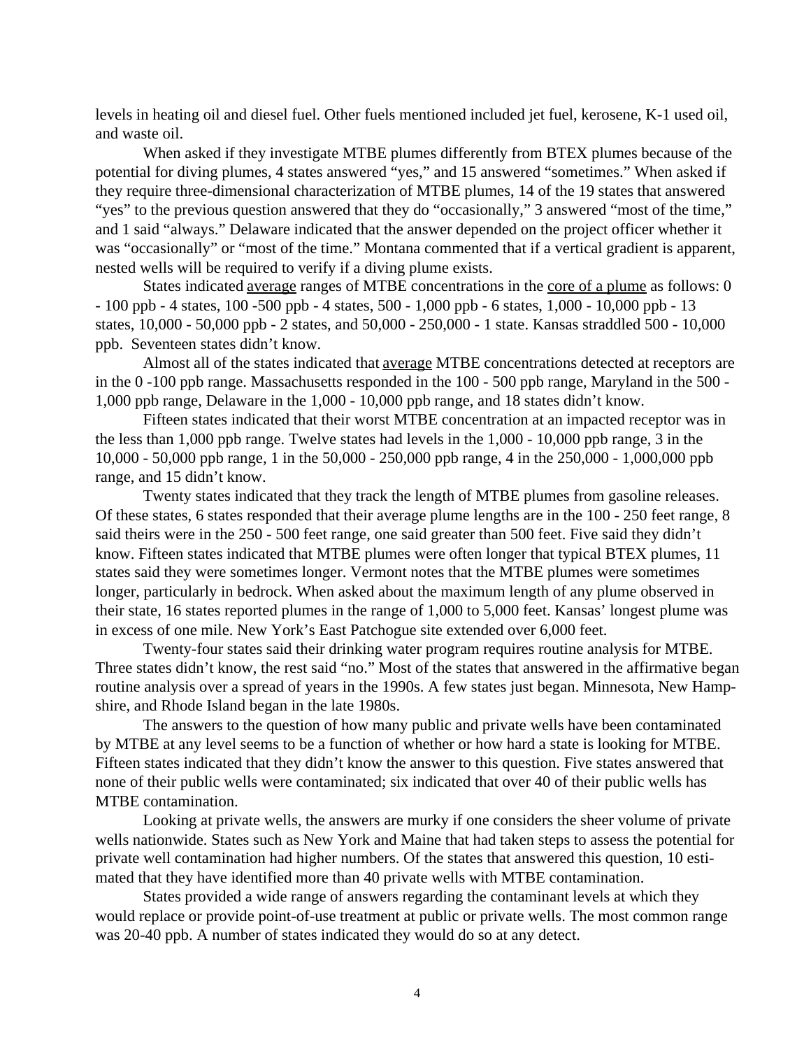levels in heating oil and diesel fuel. Other fuels mentioned included jet fuel, kerosene, K-1 used oil, and waste oil.

When asked if they investigate MTBE plumes differently from BTEX plumes because of the potential for diving plumes, 4 states answered "yes," and 15 answered "sometimes." When asked if they require three-dimensional characterization of MTBE plumes, 14 of the 19 states that answered "yes" to the previous question answered that they do "occasionally," 3 answered "most of the time," and 1 said "always." Delaware indicated that the answer depended on the project officer whether it was "occasionally" or "most of the time." Montana commented that if a vertical gradient is apparent, nested wells will be required to verify if a diving plume exists.

States indicated average ranges of MTBE concentrations in the core of a plume as follows: 0 - 100 ppb - 4 states, 100 -500 ppb - 4 states, 500 - 1,000 ppb - 6 states, 1,000 - 10,000 ppb - 13 states, 10,000 - 50,000 ppb - 2 states, and 50,000 - 250,000 - 1 state. Kansas straddled 500 - 10,000 ppb. Seventeen states didn't know.

Almost all of the states indicated that average MTBE concentrations detected at receptors are in the 0 -100 ppb range. Massachusetts responded in the 100 - 500 ppb range, Maryland in the 500 - 1,000 ppb range, Delaware in the 1,000 - 10,000 ppb range, and 18 states didn't know.

Fifteen states indicated that their worst MTBE concentration at an impacted receptor was in the less than 1,000 ppb range. Twelve states had levels in the 1,000 - 10,000 ppb range, 3 in the 10,000 - 50,000 ppb range, 1 in the 50,000 - 250,000 ppb range, 4 in the 250,000 - 1,000,000 ppb range, and 15 didn't know.

Twenty states indicated that they track the length of MTBE plumes from gasoline releases. Of these states, 6 states responded that their average plume lengths are in the 100 - 250 feet range, 8 said theirs were in the 250 - 500 feet range, one said greater than 500 feet. Five said they didn't know. Fifteen states indicated that MTBE plumes were often longer that typical BTEX plumes, 11 states said they were sometimes longer. Vermont notes that the MTBE plumes were sometimes longer, particularly in bedrock. When asked about the maximum length of any plume observed in their state, 16 states reported plumes in the range of 1,000 to 5,000 feet. Kansas' longest plume was in excess of one mile. New York's East Patchogue site extended over 6,000 feet.

Twenty-four states said their drinking water program requires routine analysis for MTBE. Three states didn't know, the rest said "no." Most of the states that answered in the affirmative began routine analysis over a spread of years in the 1990s. A few states just began. Minnesota, New Hampshire, and Rhode Island began in the late 1980s.

The answers to the question of how many public and private wells have been contaminated by MTBE at any level seems to be a function of whether or how hard a state is looking for MTBE. Fifteen states indicated that they didn't know the answer to this question. Five states answered that none of their public wells were contaminated; six indicated that over 40 of their public wells has MTBE contamination.

Looking at private wells, the answers are murky if one considers the sheer volume of private wells nationwide. States such as New York and Maine that had taken steps to assess the potential for private well contamination had higher numbers. Of the states that answered this question, 10 estimated that they have identified more than 40 private wells with MTBE contamination.

States provided a wide range of answers regarding the contaminant levels at which they would replace or provide point-of-use treatment at public or private wells. The most common range was 20-40 ppb. A number of states indicated they would do so at any detect.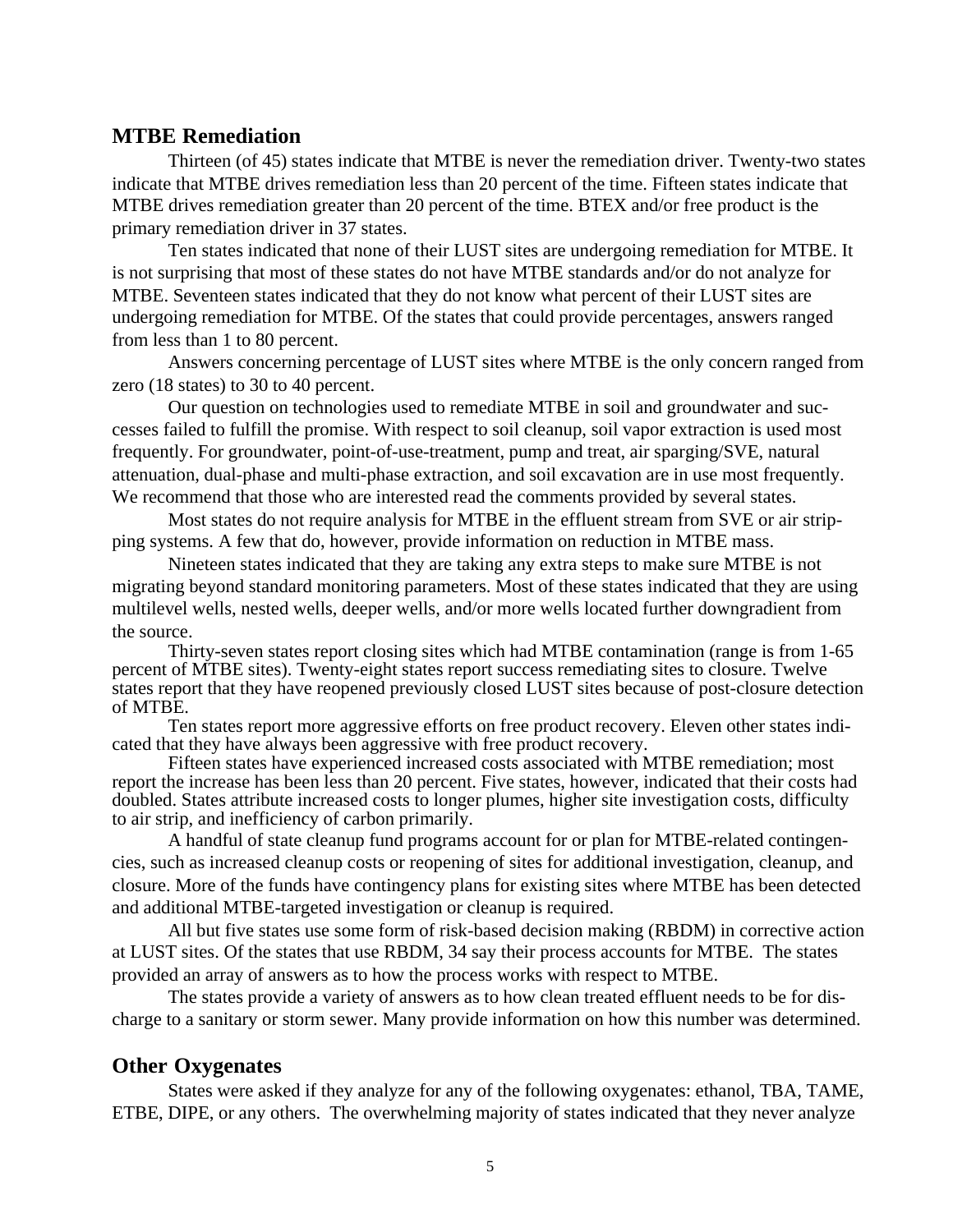## MTBE Remediation

Thirteen (of 45) states indicate that MTBE is never the remediation driver. Twenty-two states indicate that MTBE drives remediation less than 20 percent of the time. Fifteen states indicate that MTBE drives remediation greater than 20 percent of the time. BTEX and/or free product is the primary remediation driver in 37 states.

Ten states indicated that none of their LUST sites are undergoing remediation for MTBE. It is not surprising that most of these states do not have MTBE standards and/or do not analyze for MTBE. Seventeen states indicated that they do not know what percent of their LUST sites are undergoing remediation for MTBE. Of the states that could provide percentages, answers ranged from less than 1 to 80 percent.

Answers concerning percentage of LUST sites where MTBE is the only concern ranged from zero (18 states) to 30 to 40 percent.

Our question on technologies used to remediate MTBE in soil and groundwater and successes failed to fulfill the promise. With respect to soil cleanup, soil vapor extraction is used most frequently. For groundwater, point-of-use-treatment, pump and treat, air sparging/SVE, natural attenuation, dual-phase and multi-phase extraction, and soil excavation are in use most frequently. We recommend that those who are interested read the comments provided by several states.

Most states do not require analysis for MTBE in the effluent stream from SVE or air stripping systems. A few that do, however, provide information on reduction in MTBE mass.

Nineteen states indicated that they are taking any extra steps to make sure MTBE is not migrating beyond standard monitoring parameters. Most of these states indicated that they are using multilevel wells, nested wells, deeper wells, and/or more wells located further downgradient from the source.

Thirty-seven states report closing sites which had MTBE contamination (range is from 1-65 percent of MTBE sites). Twenty-eight states report success remediating sites to closure. Twelve states report that they have reopened previously closed LUST sites because of post-closure detection of MTBE.

Ten states report more aggressive efforts on free product recovery. Eleven other states indicated that they have always been aggressive with free product recovery.

Fifteen states have experienced increased costs associated with MTBE remediation; most report the increase has been less than 20 percent. Five states, however, indicated that their costs had doubled. States attribute increased costs to longer plumes, higher site investigation costs, difficulty to air strip, and inefficiency of carbon primarily.

A handful of state cleanup fund programs account for or plan for MTBE-related contingencies, such as increased cleanup costs or reopening of sites for additional investigation, cleanup, and closure. More of the funds have contingency plans for existing sites where MTBE has been detected and additional MTBE-targeted investigation or cleanup is required.

All but five states use some form of risk-based decision making (RBDM) in corrective action at LUST sites. Of the states that use RBDM, 34 say their process accounts for MTBE. The states provided an array of answers as to how the process works with respect to MTBE.

The states provide a variety of answers as to how clean treated effluent needs to be for discharge to a sanitary or storm sewer. Many provide information on how this number was determined.

## Other Oxygenates

States were asked if they analyze for any of the following oxygenates: ethanol, TBA, TAME, ETBE, DIPE, or any others. The overwhelming majority of states indicated that they never analyze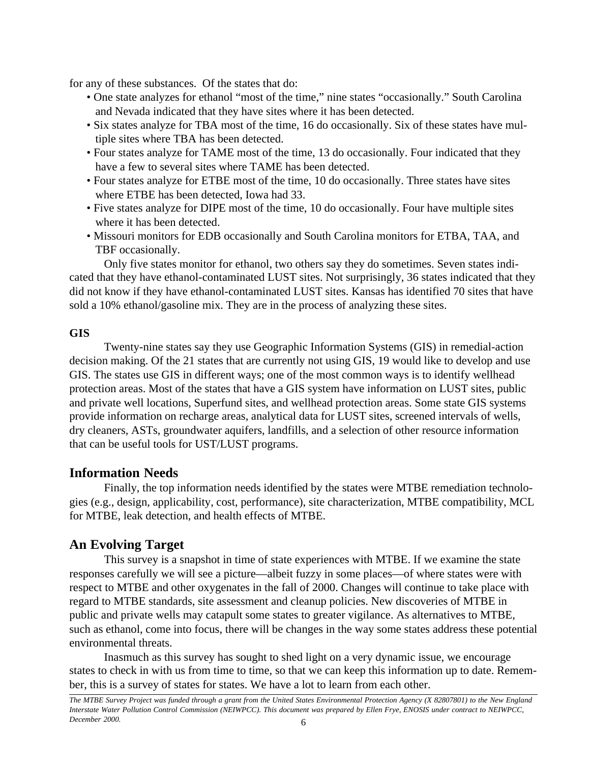for any of these substances. Of the states that do:

- One state analyzes for ethanol "most of the time," nine states "occasionally." South Carolina and Nevada indicated that they have sites where it has been detected.
- Six states analyze for TBA most of the time, 16 do occasionally. Six of these states have multiple sites where TBA has been detected.
- Four states analyze for TAME most of the time, 13 do occasionally. Four indicated that they have a few to several sites where TAME has been detected.
- Four states analyze for ETBE most of the time, 10 do occasionally. Three states have sites where ETBE has been detected, Iowa had 33.
- Five states analyze for DIPE most of the time, 10 do occasionally. Four have multiple sites where it has been detected.
- Missouri monitors for EDB occasionally and South Carolina monitors for ETBA, TAA, and TBF occasionally.

Only five states monitor for ethanol, two others say they do sometimes. Seven states indicated that they have ethanol-contaminated LUST sites. Not surprisingly, 36 states indicated that they did not know if they have ethanol-contaminated LUST sites. Kansas has identified 70 sites that have sold a 10% ethanol/gasoline mix. They are in the process of analyzing these sites.

**GIS**

Twenty-nine states say they use Geographic Information Systems (GIS) in remedial-action decision making. Of the 21 states that are currently not using GIS, 19 would like to develop and use GIS. The states use GIS in different ways; one of the most common ways is to identify wellhead protection areas. Most of the states that have a GIS system have information on LUST sites, public and private well locations, Superfund sites, and wellhead protection areas. Some state GIS systems provide information on recharge areas, analytical data for LUST sites, screened intervals of wells, dry cleaners, ASTs, groundwater aquifers, landfills, and a selection of other resource information that can be useful tools for UST/LUST programs.

## Information Needs

Finally, the top information needs identified by the states were MTBE remediation technologies (e.g., design, applicability, cost, performance), site characterization, MTBE compatibility, MCL for MTBE, leak detection, and health effects of MTBE.

## An Evolving Target

This survey is a snapshot in time of state experiences with MTBE. If we examine the state responses carefully we will see a picture—albeit fuzzy in some places—of where states were with respect to MTBE and other oxygenates in the fall of 2000. Changes will continue to take place with regard to MTBE standards, site assessment and cleanup policies. New discoveries of MTBE in public and private wells may catapult some states to greater vigilance. As alternatives to MTBE, such as ethanol, come into focus, there will be changes in the way some states address these potential environmental threats.

Inasmuch as this survey has sought to shed light on a very dynamic issue, we encourage states to check in with us from time to time, so that we can keep this information up to date. Remember, this is a survey of states for states. We have a lot to learn from each other.

*The MTBE Survey Project was funded through a grant from the United States Environmental Protection Agency (X 82807801) to the New England Interstate Water Pollution Control Commission (NEIWPCC). This document was prepared by Ellen Frye, ENOSIS under contract to NEIWPCC, December 2000.*